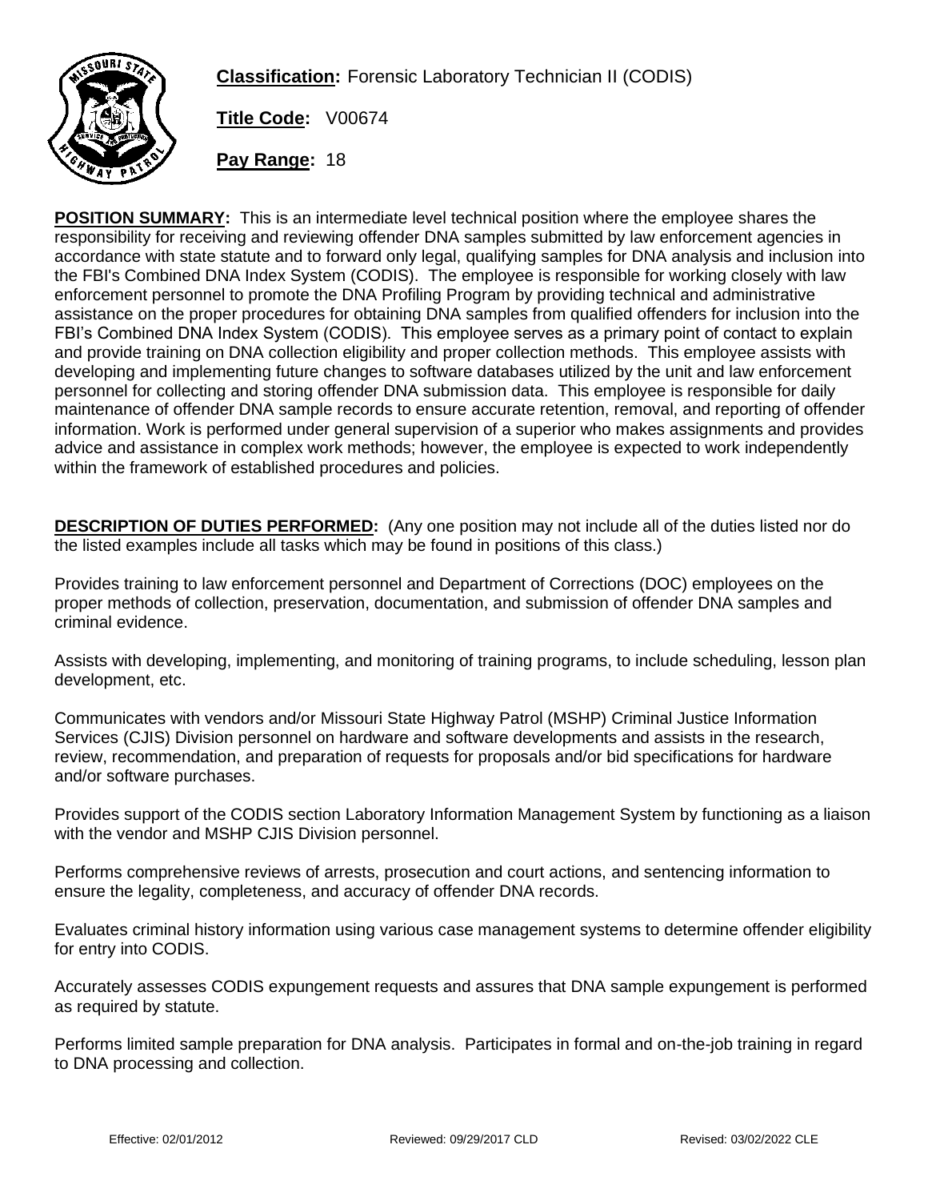**Classification:** Forensic Laboratory Technician II (CODIS)

**Title Code:** V00674

**Pay Range:** 18

**POSITION SUMMARY:** This is an intermediate level technical position where the employee shares the responsibility for receiving and reviewing offender DNA samples submitted by law enforcement agencies in accordance with state statute and to forward only legal, qualifying samples for DNA analysis and inclusion into the FBI's Combined DNA Index System (CODIS). The employee is responsible for working closely with law enforcement personnel to promote the DNA Profiling Program by providing technical and administrative assistance on the proper procedures for obtaining DNA samples from qualified offenders for inclusion into the FBI's Combined DNA Index System (CODIS). This employee serves as a primary point of contact to explain and provide training on DNA collection eligibility and proper collection methods. This employee assists with developing and implementing future changes to software databases utilized by the unit and law enforcement personnel for collecting and storing offender DNA submission data. This employee is responsible for daily maintenance of offender DNA sample records to ensure accurate retention, removal, and reporting of offender information. Work is performed under general supervision of a superior who makes assignments and provides advice and assistance in complex work methods; however, the employee is expected to work independently within the framework of established procedures and policies.

**DESCRIPTION OF DUTIES PERFORMED:** (Any one position may not include all of the duties listed nor do the listed examples include all tasks which may be found in positions of this class.)

Provides training to law enforcement personnel and Department of Corrections (DOC) employees on the proper methods of collection, preservation, documentation, and submission of offender DNA samples and criminal evidence.

Assists with developing, implementing, and monitoring of training programs, to include scheduling, lesson plan development, etc.

Communicates with vendors and/or Missouri State Highway Patrol (MSHP) Criminal Justice Information Services (CJIS) Division personnel on hardware and software developments and assists in the research, review, recommendation, and preparation of requests for proposals and/or bid specifications for hardware and/or software purchases.

Provides support of the CODIS section Laboratory Information Management System by functioning as a liaison with the vendor and MSHP CJIS Division personnel.

Performs comprehensive reviews of arrests, prosecution and court actions, and sentencing information to ensure the legality, completeness, and accuracy of offender DNA records.

Evaluates criminal history information using various case management systems to determine offender eligibility for entry into CODIS.

Accurately assesses CODIS expungement requests and assures that DNA sample expungement is performed as required by statute.

Performs limited sample preparation for DNA analysis. Participates in formal and on-the-job training in regard to DNA processing and collection.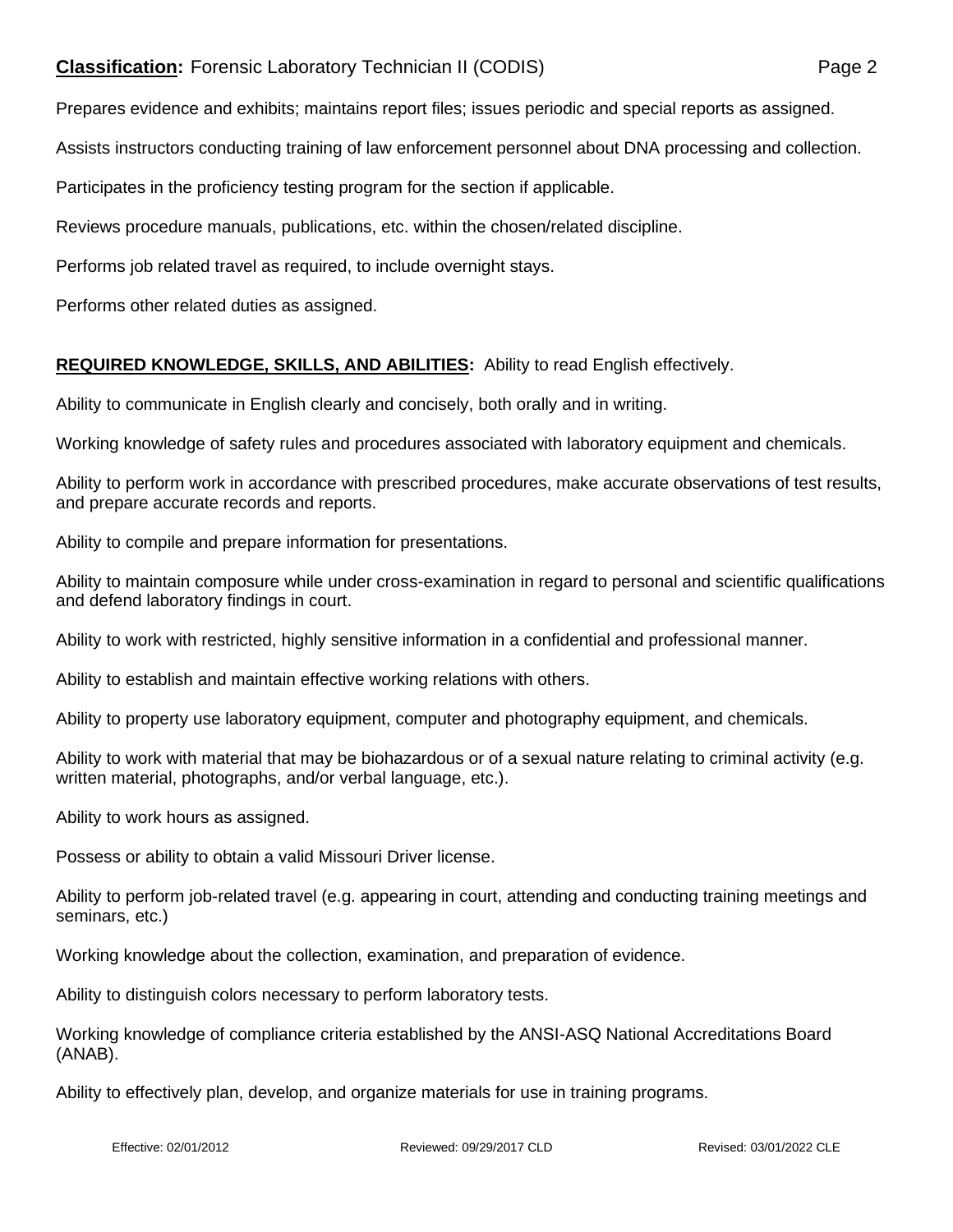Prepares evidence and exhibits; maintains report files; issues periodic and special reports as assigned.

Assists instructors conducting training of law enforcement personnel about DNA processing and collection.

Participates in the proficiency testing program for the section if applicable.

Reviews procedure manuals, publications, etc. within the chosen/related discipline.

Performs job related travel as required, to include overnight stays.

Performs other related duties as assigned.

**REQUIRED KNOWLEDGE, SKILLS, AND ABILITIES:** Ability to read English effectively.

Ability to communicate in English clearly and concisely, both orally and in writing.

Working knowledge of safety rules and procedures associated with laboratory equipment and chemicals.

Ability to perform work in accordance with prescribed procedures, make accurate observations of test results, and prepare accurate records and reports.

Ability to compile and prepare information for presentations.

Ability to maintain composure while under cross-examination in regard to personal and scientific qualifications and defend laboratory findings in court.

Ability to work with restricted, highly sensitive information in a confidential and professional manner.

Ability to establish and maintain effective working relations with others.

Ability to property use laboratory equipment, computer and photography equipment, and chemicals.

Ability to work with material that may be biohazardous or of a sexual nature relating to criminal activity (e.g. written material, photographs, and/or verbal language, etc.).

Ability to work hours as assigned.

Possess or ability to obtain a valid Missouri Driver license.

Ability to perform job-related travel (e.g. appearing in court, attending and conducting training meetings and seminars, etc.)

Working knowledge about the collection, examination, and preparation of evidence.

Ability to distinguish colors necessary to perform laboratory tests.

Working knowledge of compliance criteria established by the ANSI-ASQ National Accreditations Board (ANAB).

Ability to effectively plan, develop, and organize materials for use in training programs.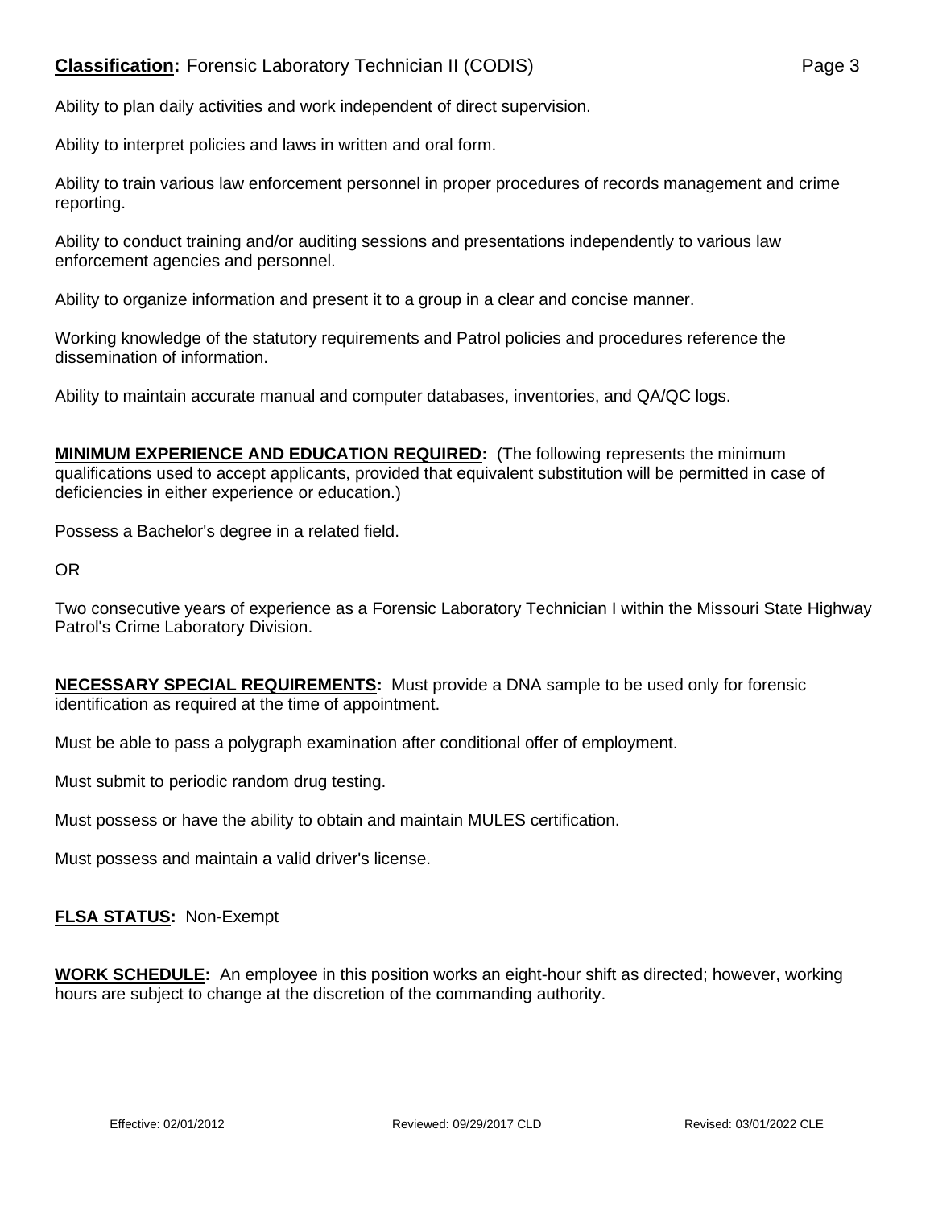Ability to plan daily activities and work independent of direct supervision.

Ability to interpret policies and laws in written and oral form.

Ability to train various law enforcement personnel in proper procedures of records management and crime reporting.

Ability to conduct training and/or auditing sessions and presentations independently to various law enforcement agencies and personnel.

Ability to organize information and present it to a group in a clear and concise manner.

Working knowledge of the statutory requirements and Patrol policies and procedures reference the dissemination of information.

Ability to maintain accurate manual and computer databases, inventories, and QA/QC logs.

**MINIMUM EXPERIENCE AND EDUCATION REQUIRED:** (The following represents the minimum qualifications used to accept applicants, provided that equivalent substitution will be permitted in case of deficiencies in either experience or education.)

Possess a Bachelor's degree in a related field.

OR

Two consecutive years of experience as a Forensic Laboratory Technician I within the Missouri State Highway Patrol's Crime Laboratory Division.

**NECESSARY SPECIAL REQUIREMENTS:** Must provide a DNA sample to be used only for forensic identification as required at the time of appointment.

Must be able to pass a polygraph examination after conditional offer of employment.

Must submit to periodic random drug testing.

Must possess or have the ability to obtain and maintain MULES certification.

Must possess and maintain a valid driver's license.

**FLSA STATUS:** Non-Exempt

**WORK SCHEDULE:** An employee in this position works an eight-hour shift as directed; however, working hours are subject to change at the discretion of the commanding authority.

Effective: 02/01/2012 Reviewed: 09/29/2017 CLD Revised: 03/01/2022 CLE